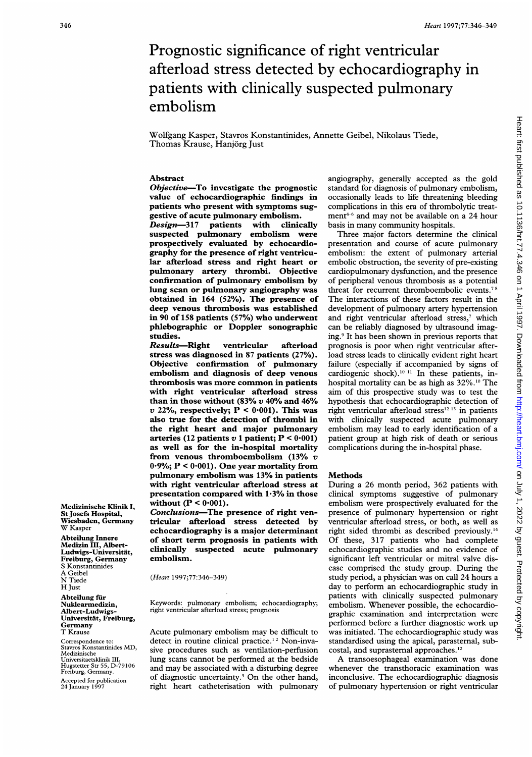# Prognostic significance of right ventricular afterload stress detected by echocardiography in patients with clinically suspected pulmonary embolism

Wolfgang Kasper, Stavros Konstantinides, Annette Geibel, Nikolaus Tiede, Thomas Krause, Hanjörg Just

## Abstract

***Objective***—**To investigate the prognostic value of echocardiographic findings in patients who present with symptoms suggestive of acute pulmonary embolism.**

***Design***—**317 patients with clinically suspected pulmonary embolism were prospectively evaluated by echocardiography for the presence of right ventricular afterload stress and right heart or pulmonary artery thrombi. Objective confirmation of pulmonary embolism by lung scan or pulmonary angiography was obtained in 164 (52%). The presence of deep venous thrombosis was established in 90 of 158 patients (57%) who underwent phlebographic or Doppler sonographic studies.**

***Results***—**Right ventricular afterload stress was diagnosed in 87 patients (27%). Objective confirmation of pulmonary embolism and diagnosis of deep venous thrombosis was more common in patients with right ventricular afterload stress than in those without (83% *v* 40% and 46% *v* 22%, respectively; $P < 0{\cdot}001$). This was also true for the detection of thrombi in the right heart and major pulmonary arteries (12 patients *v* 1 patient; $P < 0{\cdot}001$) as well as for the in-hospital mortality from venous thromboembolism (13% *v* 0·9%; $P < 0{\cdot}001$). One year mortality from pulmonary embolism was 13% in patients with right ventricular afterload stress at presentation compared with 1·3% in those without ($P < 0{\cdot}001$).**

***Conclusions***—**The presence of right ventricular afterload stress detected by echocardiography is a major determinant of short term prognosis in patients with clinically suspected acute pulmonary embolism.**

(*Heart* 1997;77:346–349)

Keywords: pulmonary embolism; echocardiography; right ventricular afterload stress; prognosis

**Medizinische Klinik I, St Josefs Hospital, Wiesbaden, Germany**
W Kasper

**Abteilung Innere Medizin III, Albert-Ludwigs-Universität, Freiburg, Germany**
S Konstantinides
A Geibel
N Tiede
H Just

**Abteilung für Nuklearmedizin, Albert-Ludwigs-Universität, Freiburg, Germany**
T Krause

Correspondence to: Stavros Konstantinides MD, Medizinische Universitaetsklinik III, Hugstetter Str 55, D-79106 Freiburg, Germany.

Accepted for publication 24 January 1997

Acute pulmonary embolism may be difficult to detect in routine clinical practice.[1,2] Non-invasive procedures such as ventilation-perfusion lung scans cannot be performed at the bedside and may be associated with a disturbing degree of diagnostic uncertainty.[3] On the other hand, right heart catheterisation with pulmonary angiography, generally accepted as the gold standard for diagnosis of pulmonary embolism, occasionally leads to life threatening bleeding complications in this era of thrombolytic treatment[4-6] and may not be available on a 24 hour basis in many community hospitals.

Three major factors determine the clinical presentation and course of acute pulmonary embolism: the extent of pulmonary arterial embolic obstruction, the severity of pre-existing cardiopulmonary dysfunction, and the presence of peripheral venous thrombosis as a potential threat for recurrent thromboembolic events.[7,8] The interactions of these factors result in the development of pulmonary artery hypertension and right ventricular afterload stress,[7] which can be reliably diagnosed by ultrasound imaging.[9] It has been shown in previous reports that prognosis is poor when right ventricular afterload stress leads to clinically evident right heart failure (especially if accompanied by signs of cardiogenic shock).[10,11] In these patients, in-hospital mortality can be as high as 32%.[10] The aim of this prospective study was to test the hypothesis that echocardiographic detection of right ventricular afterload stress[12,13] in patients with clinically suspected acute pulmonary embolism may lead to early identification of a patient group at high risk of death or serious complications during the in-hospital phase.

## Methods

During a 26 month period, 362 patients with clinical symptoms suggestive of pulmonary embolism were prospectively evaluated for the presence of pulmonary hypertension or right ventricular afterload stress, or both, as well as right sided thrombi as described previously.[14] Of these, 317 patients who had complete echocardiographic studies and no evidence of significant left ventricular or mitral valve disease comprised the study group. During the study period, a physician was on call 24 hours a day to perform an echocardiographic study in patients with clinically suspected pulmonary embolism. Whenever possible, the echocardiographic examination and interpretation were performed before a further diagnostic work up was initiated. The echocardiographic study was standardised using the apical, parasternal, subcostal, and suprasternal approaches.[12]

A transoesophageal examination was done whenever the transthoracic examination was inconclusive. The echocardiographic diagnosis of pulmonary hypertension or right ventricular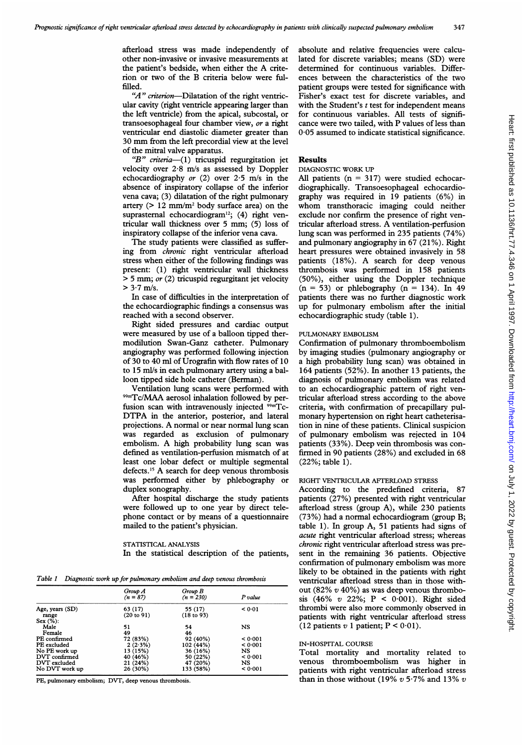afterload stress was made independently of other non-invasive or invasive measurements at the patient's bedside, when either the A criterion or two of the B criteria below were fulfilled.

*"A" criterion*—Dilatation of the right ventricular cavity (right ventricle appearing larger than the left ventricle) from the apical, subcostal, or transoesophageal four chamber view, *or* a right ventricular end diastolic diameter greater than 30 mm from the left precordial view at the level of the mitral valve apparatus.

*"B" criteria*—(1) tricuspid regurgitation jet velocity over 2·8 m/s as assessed by Doppler echocardiography *or* (2) over 2·5 m/s in the absence of inspiratory collapse of the inferior vena cava; (3) dilatation of the right pulmonary artery (> 12 mm/m² body surface area) on the suprasternal echocardiogram[12]; (4) right ventricular wall thickness over 5 mm; (5) loss of inspiratory collapse of the inferior vena cava.

The study patients were classified as suffering from *chronic* right ventricular afterload stress when either of the following findings was present: (1) right ventricular wall thickness > 5 mm; *or* (2) tricuspid regurgitant jet velocity > 3·7 m/s.

In case of difficulties in the interpretation of the echocardiographic findings a consensus was reached with a second observer.

Right sided pressures and cardiac output were measured by use of a balloon tipped thermodilution Swan-Ganz catheter. Pulmonary angiography was performed following injection of 30 to 40 ml of Urografin with flow rates of 10 to 15 ml/s in each pulmonary artery using a balloon tipped side hole catheter (Berman).

Ventilation lung scans were performed with $^{99m}$Tc/MAA aerosol inhalation followed by perfusion scan with intravenously injected $^{99m}$Tc-DTPA in the anterior, posterior, and lateral projections. A normal or near normal lung scan was regarded as exclusion of pulmonary embolism. A high probability lung scan was defined as ventilation-perfusion mismatch of at least one lobar defect or multiple segmental defects.[15] A search for deep venous thrombosis was performed either by phlebography or duplex sonography.

After hospital discharge the study patients were followed up to one year by direct telephone contact or by means of a questionnaire mailed to the patient's physician.

STATISTICAL ANALYSIS

In the statistical description of the patients, absolute and relative frequencies were calculated for discrete variables; means (SD) were determined for continuous variables. Differences between the characteristics of the two patient groups were tested for significance with Fisher's exact test for discrete variables, and with the Student's $t$ test for independent means for continuous variables. All tests of significance were two tailed, with P values of less than 0·05 assumed to indicate statistical significance.

Table 1 Diagnostic work up for pulmonary embolism and deep venous thrombosis

| | Group A (n = 87) | Group B (n = 230) | P value |
|---|---|---|---|
| Age, years (SD) | 63 (17) | 55 (17) | < 0·01 |
| range | (20 to 91) | (18 to 93) | |
| Sex (%): | | | |
| Male | 51 | 54 | NS |
| Female | 49 | 46 | |
| PE confirmed | 72 (83%) | 92 (40%) | < 0·001 |
| PE excluded | 2 (2·3%) | 102 (44%) | < 0·001 |
| No PE work up | 13 (15%) | 36 (16%) | NS |
| DVT confirmed | 40 (46%) | 50 (22%) | < 0·001 |
| DVT excluded | 21 (24%) | 47 (20%) | NS |
| No DVT work up | 26 (30%) | 133 (58%) | < 0·001 |

PE, pulmonary embolism; DVT, deep venous thrombosis.

## Results

DIAGNOSTIC WORK UP

All patients (n = 317) were studied echocardiographically. Transoesophageal echocardiography was required in 19 patients (6%) in whom transthoracic imaging could neither exclude nor confirm the presence of right ventricular afterload stress. A ventilation-perfusion lung scan was performed in 235 patients (74%) and pulmonary angiography in 67 (21%). Right heart pressures were obtained invasively in 58 patients (18%). A search for deep venous thrombosis was performed in 158 patients (50%), either using the Doppler technique (n = 53) or phlebography (n = 134). In 49 patients there was no further diagnostic work up for pulmonary embolism after the initial echocardiographic study (table 1).

PULMONARY EMBOLISM

Confirmation of pulmonary thromboembolism by imaging studies (pulmonary angiography or a high probability lung scan) was obtained in 164 patients (52%). In another 13 patients, the diagnosis of pulmonary embolism was related to an echocardiographic pattern of right ventricular afterload stress according to the above criteria, with confirmation of precapillary pulmonary hypertension on right heart catheterisation in nine of these patients. Clinical suspicion of pulmonary embolism was rejected in 104 patients (33%). Deep vein thrombosis was confirmed in 90 patients (28%) and excluded in 68 (22%; table 1).

RIGHT VENTRICULAR AFTERLOAD STRESS

According to the predefined criteria, 87 patients (27%) presented with right ventricular afterload stress (group A), while 230 patients (73%) had a normal echocardiogram (group B; table 1). In group A, 51 patients had signs of *acute* right ventricular afterload stress; whereas *chronic* right ventricular afterload stress was present in the remaining 36 patients. Objective confirmation of pulmonary embolism was more likely to be obtained in the patients with right ventricular afterload stress than in those without (82% *v* 40%) as was deep venous thrombosis (46% *v* 22%; P < 0·001). Right sided thrombi were also more commonly observed in patients with right ventricular afterload stress (12 patients *v* 1 patient; P < 0·01).

IN-HOSPITAL COURSE

Total mortality and mortality related to venous thromboembolism was higher in patients with right ventricular afterload stress than in those without (19% *v* 5·7% and 13% *v*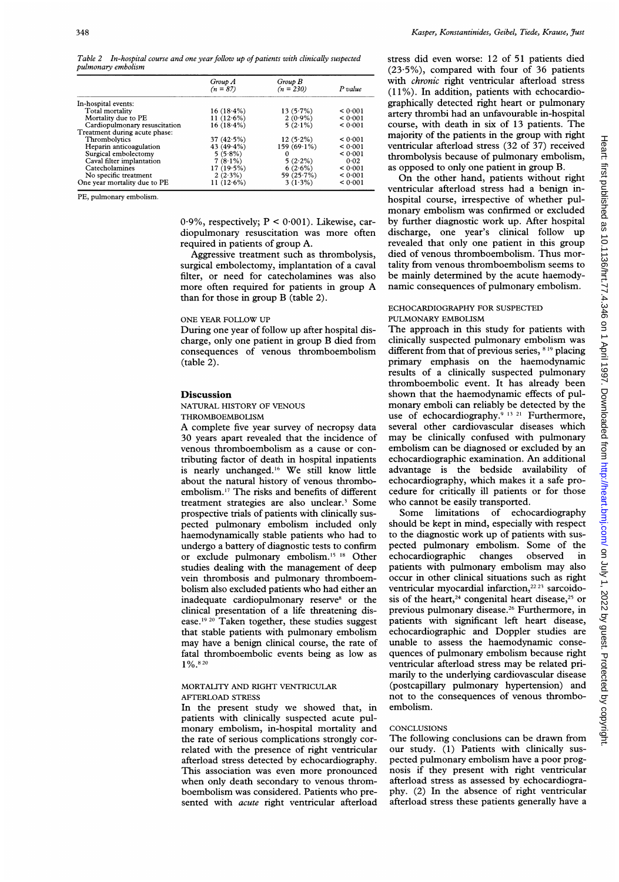Table 2 *In-hospital course and one year follow up of patients with clinically suspected pulmonary embolism*

| | Group A (n = 87) | Group B (n = 230) | P value |
|---|---|---|---|
| In-hospital events: | | | |
| Total mortality | 16 (18·4%) | 13 (5·7%) | < 0·001 |
| Mortality due to PE | 11 (12·6%) | 2 (0·9%) | < 0·001 |
| Cardiopulmonary resuscitation | 16 (18·4%) | 5 (2·1%) | < 0·001 |
| Treatment during acute phase: | | | |
| Thrombolytics | 37 (42·5%) | 12 (5·2%) | < 0·001 |
| Heparin anticoagulation | 43 (49·4%) | 159 (69·1%) | < 0·001 |
| Surgical embolectomy | 5 (5·8%) | 0 | < 0·001 |
| Caval filter implantation | 7 (8·1%) | 5 (2·2%) | 0·02 |
| Catecholamines | 17 (19·5%) | 6 (2·6%) | < 0·001 |
| No specific treatment | 2 (2·3%) | 59 (25·7%) | < 0·001 |
| One year mortality due to PE | 11 (12·6%) | 3 (1·3%) | < 0·001 |

PE, pulmonary embolism.

0·9%, respectively; P < 0·001). Likewise, cardiopulmonary resuscitation was more often required in patients of group A.

Aggressive treatment such as thrombolysis, surgical embolectomy, implantation of a caval filter, or need for catecholamines was also more often required for patients in group A than for those in group B (table 2).

### ONE YEAR FOLLOW UP

During one year of follow up after hospital discharge, only one patient in group B died from consequences of venous thromboembolism (table 2).

## Discussion

### NATURAL HISTORY OF VENOUS THROMBOEMBOLISM

A complete five year survey of necropsy data 30 years apart revealed that the incidence of venous thromboembolism as a cause or contributing factor of death in hospital inpatients is nearly unchanged.[16] We still know little about the natural history of venous thromboembolism.[17] The risks and benefits of different treatment strategies are also unclear.[3] Some prospective trials of patients with clinically suspected pulmonary embolism included only haemodynamically stable patients who had to undergo a battery of diagnostic tests to confirm or exclude pulmonary embolism.[15 18] Other studies dealing with the management of deep vein thrombosis and pulmonary thromboembolism also excluded patients who had either an inadequate cardiopulmonary reserve[8] or the clinical presentation of a life threatening disease.[19 20] Taken together, these studies suggest that stable patients with pulmonary embolism may have a benign clinical course, the rate of fatal thromboembolic events being as low as 1%.[8 20]

### MORTALITY AND RIGHT VENTRICULAR AFTERLOAD STRESS

In the present study we showed that, in patients with clinically suspected acute pulmonary embolism, in-hospital mortality and the rate of serious complications strongly correlated with the presence of right ventricular afterload stress detected by echocardiography. This association was even more pronounced when only death secondary to venous thromboembolism was considered. Patients who presented with *acute* right ventricular afterload stress did even worse: 12 of 51 patients died (23·5%), compared with four of 36 patients with *chronic* right ventricular afterload stress (11%). In addition, patients with echocardiographically detected right heart or pulmonary artery thrombi had an unfavourable in-hospital course, with death in six of 13 patients. The majority of the patients in the group with right ventricular afterload stress (32 of 37) received thrombolysis because of pulmonary embolism, as opposed to only one patient in group B.

On the other hand, patients without right ventricular afterload stress had a benign in-hospital course, irrespective of whether pulmonary embolism was confirmed or excluded by further diagnostic work up. After hospital discharge, one year's clinical follow up revealed that only one patient in this group died of venous thromboembolism. Thus mortality from venous thromboembolism seems to be mainly determined by the acute haemodynamic consequences of pulmonary embolism.

### ECHOCARDIOGRAPHY FOR SUSPECTED PULMONARY EMBOLISM

The approach in this study for patients with clinically suspected pulmonary embolism was different from that of previous series,[8 19] placing primary emphasis on the haemodynamic results of a clinically suspected pulmonary thromboembolic event. It has already been shown that the haemodynamic effects of pulmonary emboli can reliably be detected by the use of echocardiography.[9 13 21] Furthermore, several other cardiovascular diseases which may be clinically confused with pulmonary embolism can be diagnosed or excluded by an echocardiographic examination. An additional advantage is the bedside availability of echocardiography, which makes it a safe procedure for critically ill patients or for those who cannot be easily transported.

Some limitations of echocardiography should be kept in mind, especially with respect to the diagnostic work up of patients with suspected pulmonary embolism. Some of the echocardiographic changes observed in patients with pulmonary embolism may also occur in other clinical situations such as right ventricular myocardial infarction,[22 23] sarcoidosis of the heart,[24] congenital heart disease,[25] or previous pulmonary disease.[26] Furthermore, in patients with significant left heart disease, echocardiographic and Doppler studies are unable to assess the haemodynamic consequences of pulmonary embolism because right ventricular afterload stress may be related primarily to the underlying cardiovascular disease (postcapillary pulmonary hypertension) and not to the consequences of venous thromboembolism.

### CONCLUSIONS

The following conclusions can be drawn from our study. (1) Patients with clinically suspected pulmonary embolism have a poor prognosis if they present with right ventricular afterload stress as assessed by echocardiography. (2) In the absence of right ventricular afterload stress these patients generally have a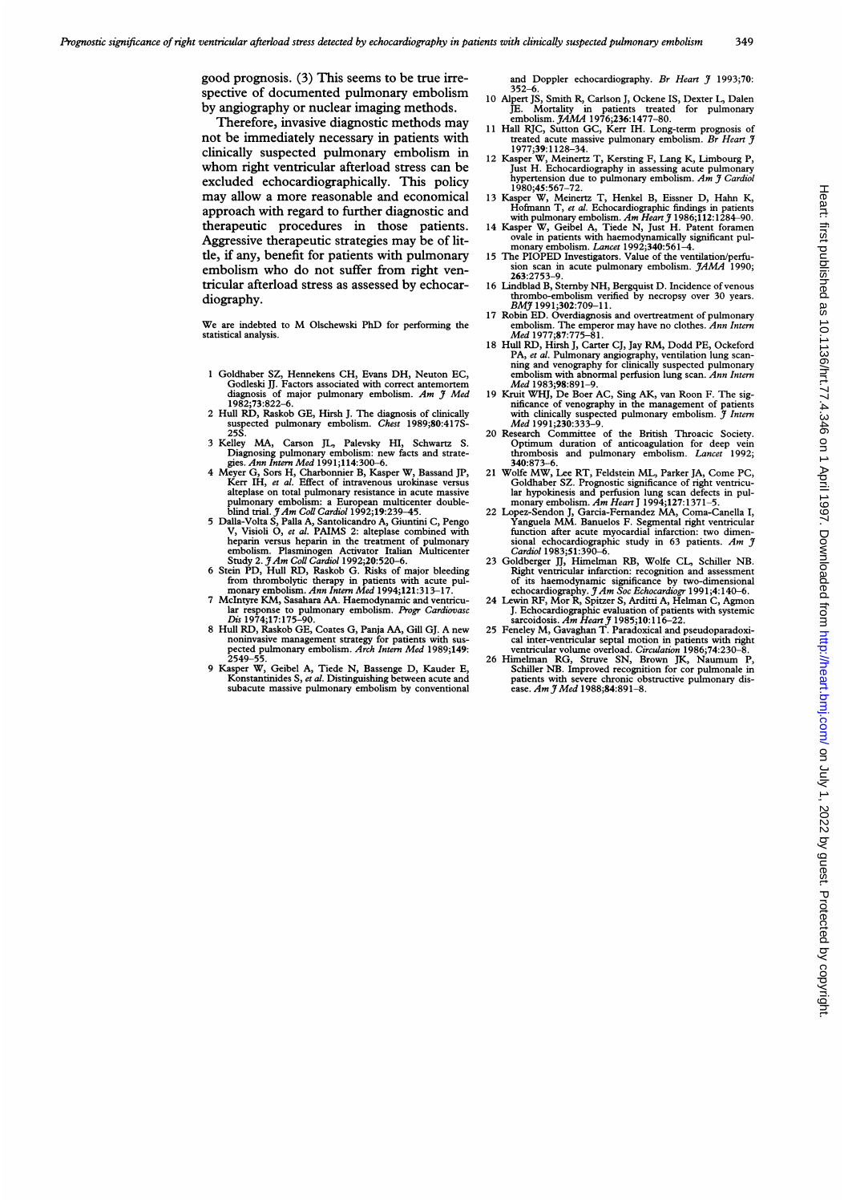good prognosis. (3) This seems to be true irrespective of documented pulmonary embolism by angiography or nuclear imaging methods.

Therefore, invasive diagnostic methods may not be immediately necessary in patients with clinically suspected pulmonary embolism in whom right ventricular afterload stress can be excluded echocardiographically. This policy may allow a more reasonable and economical approach with regard to further diagnostic and therapeutic procedures in those patients. Aggressive therapeutic strategies may be of little, if any, benefit for patients with pulmonary embolism who do not suffer from right ventricular afterload stress as assessed by echocardiography.

We are indebted to M Olschewski PhD for performing the statistical analysis.

1 Goldhaber SZ, Hennekens CH, Evans DH, Neuton EC, Godleski JJ. Factors associated with correct antemortem diagnosis of major pulmonary embolism. *Am J Med* 1982;**73**:822–6.
2 Hull RD, Raskob GE, Hirsh J. The diagnosis of clinically suspected pulmonary embolism. *Chest* 1989;**80**:417S–25S.
3 Kelley MA, Carson JL, Palevsky HI, Schwartz S. Diagnosing pulmonary embolism: new facts and strategies. *Ann Intern Med* 1991;**114**:300–6.
4 Meyer G, Sors H, Charbonnier B, Kasper W, Bassand JP, Kerr IH, *et al.* Effect of intravenous urokinase versus alteplase on total pulmonary resistance in acute massive pulmonary embolism: a European multicenter double-blind trial. *J Am Coll Cardiol* 1992;**19**:239–45.
5 Dalla-Volta S, Palla A, Santolicandro A, Giuntini C, Pengo V, Visioli O, *et al.* PAIMS 2: alteplase combined with heparin versus heparin in the treatment of pulmonary embolism. Plasminogen Activator Italian Multicenter Study 2. *J Am Coll Cardiol* 1992;**20**:520–6.
6 Stein PD, Hull RD, Raskob G. Risks of major bleeding from thrombolytic therapy in patients with acute pulmonary embolism. *Ann Intern Med* 1994;**121**:313–17.
7 McIntyre KM, Sasahara AA. Haemodynamic and ventricular response to pulmonary embolism. *Progr Cardiovasc Dis* 1974;**17**:175–90.
8 Hull RD, Raskob GE, Coates G, Panja AA, Gill GJ. A new noninvasive management strategy for patients with suspected pulmonary embolism. *Arch Intern Med* 1989;**149**:2549–55.
9 Kasper W, Geibel A, Tiede N, Bassenge D, Kauder E, Konstantinides S, *et al.* Distinguishing between acute and subacute massive pulmonary embolism by conventional and Doppler echocardiography. *Br Heart J* 1993;**70**:352–6.
10 Alpert JS, Smith R, Carlson J, Ockene IS, Dexter L, Dalen JE. Mortality in patients treated for pulmonary embolism. *JAMA* 1976;**236**:1477–80.
11 Hall RJC, Sutton GC, Kerr IH. Long-term prognosis of treated acute massive pulmonary embolism. *Br Heart J* 1977;**39**:1128–34.
12 Kasper W, Meinertz T, Kersting F, Lang K, Limbourg P, Just H. Echocardiography in assessing acute pulmonary hypertension due to pulmonary embolism. *Am J Cardiol* 1980;**45**:567–72.
13 Kasper W, Meinertz T, Henkel B, Eissner D, Hahn K, Hofmann T, *et al.* Echocardiographic findings in patients with pulmonary embolism. *Am Heart J* 1986;**112**:1284–90.
14 Kasper W, Geibel A, Tiede N, Just H. Patent foramen ovale in patients with haemodynamically significant pulmonary embolism. *Lancet* 1992;**340**:561–4.
15 The PIOPED Investigators. Value of the ventilation/perfusion scan in acute pulmonary embolism. *JAMA* 1990; **263**:2753–9.
16 Lindblad B, Sternby NH, Bergquist D. Incidence of venous thrombo-embolism verified by necropsy over 30 years. *BMJ* 1991;**302**:709–11.
17 Robin ED. Overdiagnosis and overtreatment of pulmonary embolism. The emperor may have no clothes. *Ann Intern Med* 1977;**87**:775–81.
18 Hull RD, Hirsh J, Carter CJ, Jay RM, Dodd PE, Ockford PA, *et al.* Pulmonary angiography, ventilation lung scanning and venography for clinically suspected pulmonary embolism with abnormal perfusion lung scan. *Ann Intern Med* 1983;**98**:891–9.
19 Kruit WHJ, De Boer AC, Sing AK, van Roon F. The significance of venography in the management of patients with clinically suspected pulmonary embolism. *J Intern Med* 1991;**230**:333–9.
20 Research Committee of the British Throacic Society. Optimum duration of anticoagulation for deep vein thrombosis and pulmonary embolism. *Lancet* 1992; **340**:873–6.
21 Wolfe MW, Lee RT, Feldstein ML, Parker JA, Come PC, Goldhaber SZ. Prognostic significance of right ventricular hypokinesis and perfusion lung scan defects in pulmonary embolism. *Am Heart J* 1994;**127**:1371–5.
22 Lopez-Sendon J, Garcia-Fernandez MA, Coma-Canella I, Yanguela MM. Banuelos F. Segmental right ventricular function after acute myocardial infarction: two dimensional echocardiographic study in 63 patients. *Am J Cardiol* 1983;**51**:390–6.
23 Goldberger JJ, Himelman RB, Wolfe CL, Schiller NB. Right ventricular infarction: recognition and assessment of its haemodynamic significance by two-dimensional echocardiography. *J Am Soc Echocardiogr* 1991;**4**:140–6.
24 Lewin RF, Mor R, Spitzer S, Arditti A, Helman C, Agmon J. Echocardiographic evaluation of patients with systemic sarcoidosis. *Am Heart J* 1985;**10**:116–22.
25 Feneley M, Gavaghan T. Paradoxical and pseudoparadoxical inter-ventricular septal motion in patients with right ventricular volume overload. *Circulation* 1986;**74**:230–8.
26 Himelman RG, Struve SN, Brown JK, Naumum P, Schiller NB. Improved recognition for cor pulmonale in patients with severe chronic obstructive pulmonary disease. *Am J Med* 1988;**84**:891–8.